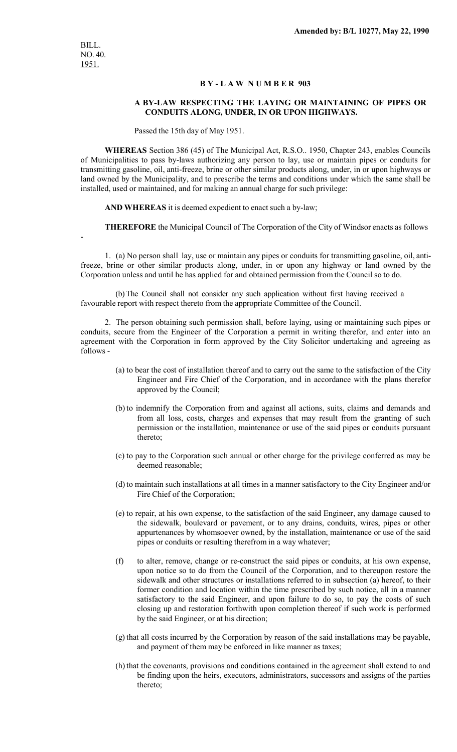**Amended by: B/L 10277, May 22, 1990**

BILL.
NO. 40.
1951.

# BY-LAW NUMBER 903

## A BY-LAW RESPECTING THE LAYING OR MAINTAINING OF PIPES OR CONDUITS ALONG, UNDER, IN OR UPON HIGHWAYS.

Passed the 15th day of May 1951.

**WHEREAS** Section 386 (45) of The Municipal Act, R.S.O.. 1950, Chapter 243, enables Councils of Municipalities to pass by-laws authorizing any person to lay, use or maintain pipes or conduits for transmitting gasoline, oil, anti-freeze, brine or other similar products along, under, in or upon highways or land owned by the Municipality, and to prescribe the terms and conditions under which the same shall be installed, used or maintained, and for making an annual charge for such privilege:

**AND WHEREAS** it is deemed expedient to enact such a by-law;

**THEREFORE** the Municipal Council of The Corporation of the City of Windsor enacts as follows -

1. (a) No person shall lay, use or maintain any pipes or conduits for transmitting gasoline, oil, anti-freeze, brine or other similar products along, under, in or upon any highway or land owned by the Corporation unless and until he has applied for and obtained permission from the Council so to do.

(b) The Council shall not consider any such application without first having received a favourable report with respect thereto from the appropriate Committee of the Council.

2. The person obtaining such permission shall, before laying, using or maintaining such pipes or conduits, secure from the Engineer of the Corporation a permit in writing therefor, and enter into an agreement with the Corporation in form approved by the City Solicitor undertaking and agreeing as follows -

(a) to bear the cost of installation thereof and to carry out the same to the satisfaction of the City Engineer and Fire Chief of the Corporation, and in accordance with the plans therefor approved by the Council;

(b) to indemnify the Corporation from and against all actions, suits, claims and demands and from all loss, costs, charges and expenses that may result from the granting of such permission or the installation, maintenance or use of the said pipes or conduits pursuant thereto;

(c) to pay to the Corporation such annual or other charge for the privilege conferred as may be deemed reasonable;

(d) to maintain such installations at all times in a manner satisfactory to the City Engineer and/or Fire Chief of the Corporation;

(e) to repair, at his own expense, to the satisfaction of the said Engineer, any damage caused to the sidewalk, boulevard or pavement, or to any drains, conduits, wires, pipes or other appurtenances by whomsoever owned, by the installation, maintenance or use of the said pipes or conduits or resulting therefrom in a way whatever;

(f) to alter, remove, change or re-construct the said pipes or conduits, at his own expense, upon notice so to do from the Council of the Corporation, and to thereupon restore the sidewalk and other structures or installations referred to in subsection (a) hereof, to their former condition and location within the time prescribed by such notice, all in a manner satisfactory to the said Engineer, and upon failure to do so, to pay the costs of such closing up and restoration forthwith upon completion thereof if such work is performed by the said Engineer, or at his direction;

(g) that all costs incurred by the Corporation by reason of the said installations may be payable, and payment of them may be enforced in like manner as taxes;

(h) that the covenants, provisions and conditions contained in the agreement shall extend to and be finding upon the heirs, executors, administrators, successors and assigns of the parties thereto;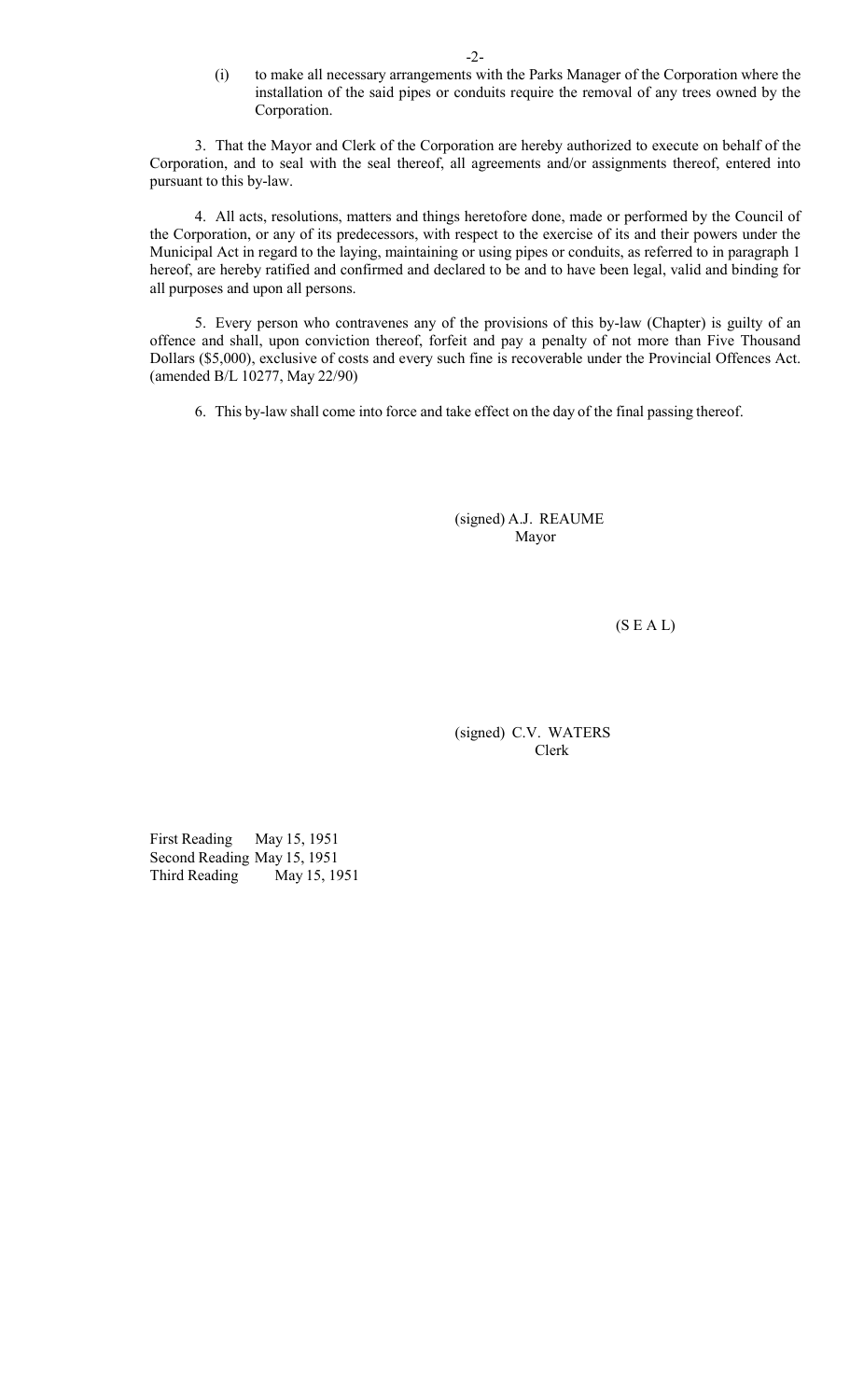(i) to make all necessary arrangements with the Parks Manager of the Corporation where the installation of the said pipes or conduits require the removal of any trees owned by the Corporation.

3. That the Mayor and Clerk of the Corporation are hereby authorized to execute on behalf of the Corporation, and to seal with the seal thereof, all agreements and/or assignments thereof, entered into pursuant to this by-law.

4. All acts, resolutions, matters and things heretofore done, made or performed by the Council of the Corporation, or any of its predecessors, with respect to the exercise of its and their powers under the Municipal Act in regard to the laying, maintaining or using pipes or conduits, as referred to in paragraph 1 hereof, are hereby ratified and confirmed and declared to be and to have been legal, valid and binding for all purposes and upon all persons.

5. Every person who contravenes any of the provisions of this by-law (Chapter) is guilty of an offence and shall, upon conviction thereof, forfeit and pay a penalty of not more than Five Thousand Dollars ($5,000), exclusive of costs and every such fine is recoverable under the Provincial Offences Act. (amended B/L 10277, May 22/90)

6. This by-law shall come into force and take effect on the day of the final passing thereof.

(signed) A.J. REAUME
Mayor

(S E A L)

(signed) C.V. WATERS
Clerk

First Reading May 15, 1951
Second Reading May 15, 1951
Third Reading May 15, 1951